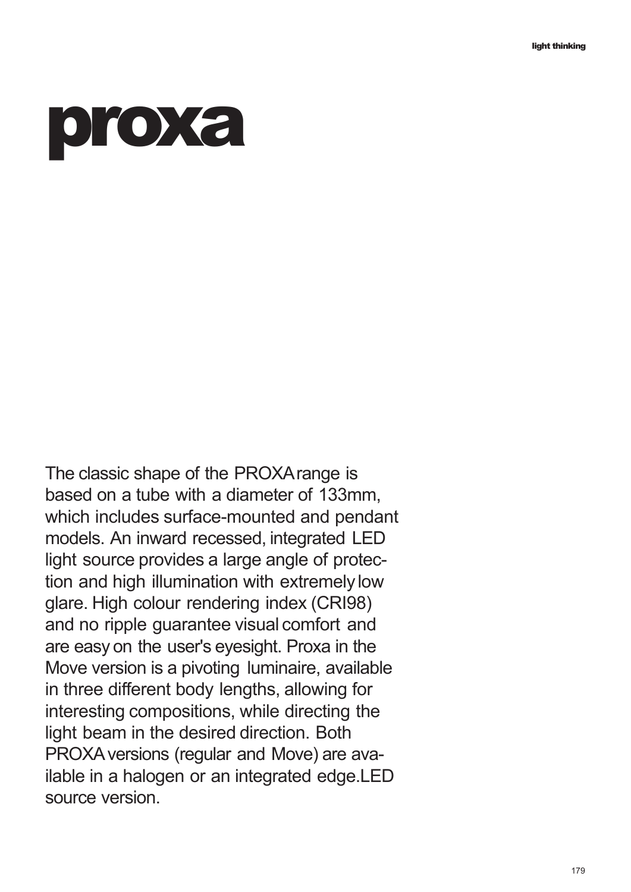# proxa

The classic shape of the PROXA range is based on a tube with a diameter of 133mm, which includes surface-mounted and pendant models. An inward recessed, integrated LED light source provides a large angle of protection and high illumination with extremely low glare. High colour rendering index (CRI98) and no ripple guarantee visual comfort and are easy on the user's eyesight. Proxa in the Move version is a pivoting luminaire, available in three different body lengths, allowing for interesting compositions, while directing the light beam in the desired direction. Both PROXA versions (regular and Move) are available in a halogen or an integrated edge.LED source version.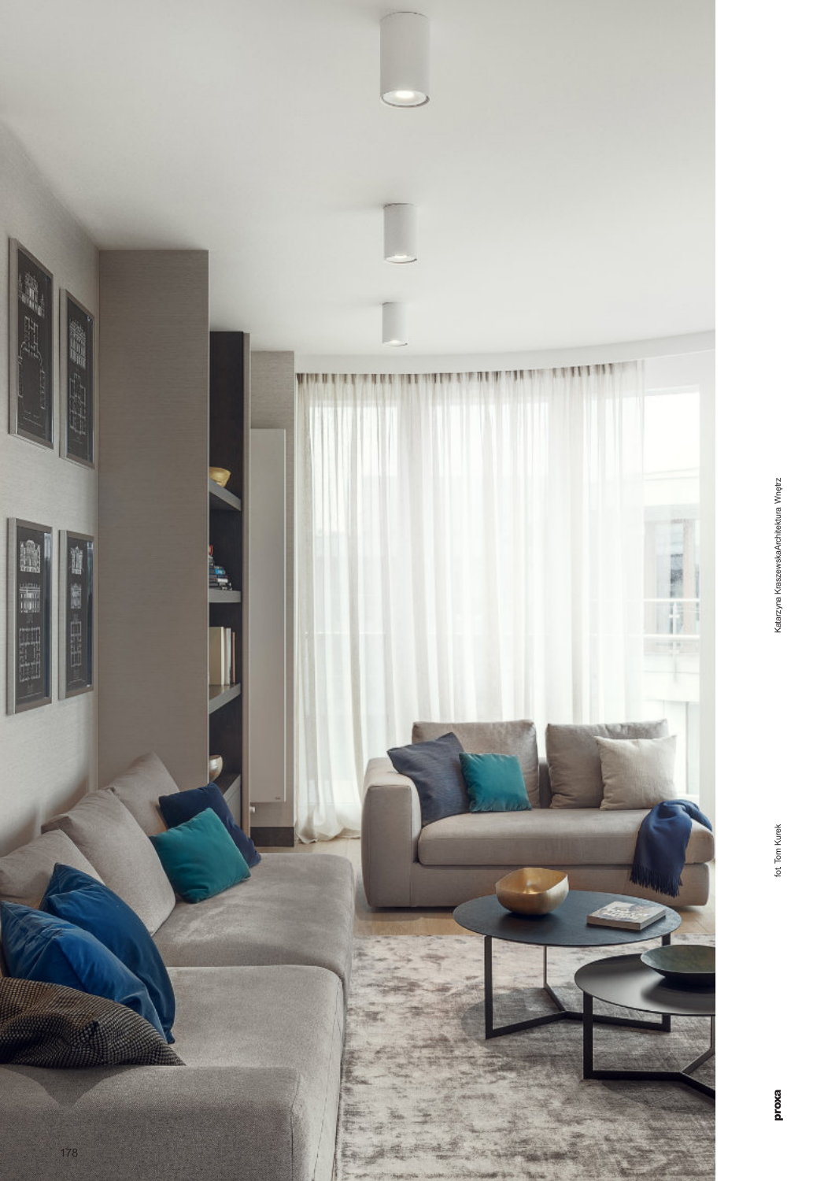fot. Tom Kurek

Katarzyna KraszewskaArchitektura Wnętrz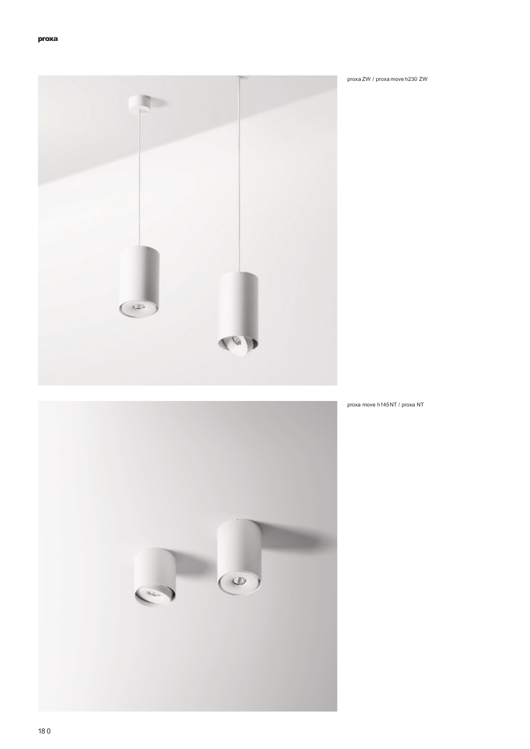proxa ZW / proxa move h230 ZW

proxa move h145 NT / proxa NT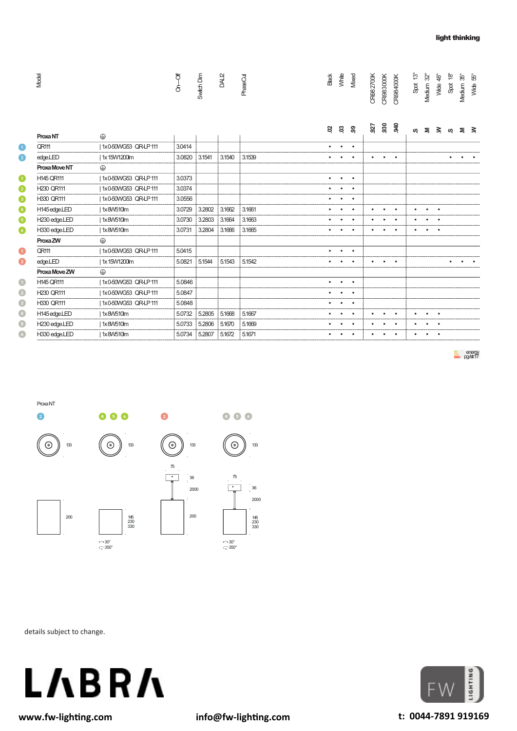light thinking

| | Model | | On–Off | Switch Dim | DALI2 | PhaseCut | Black | White | Mixed | CRI98 2700K | CRI98 3000K | CRI98 4000K | Spot 13° | Medium 32° | Wide 48° | Spot 18° | Medium 35° | Wide 55° |
|---|---|---|---|---|---|---|---|---|---|---|---|---|---|---|---|---|---|---|
| | | | | | | | .02 | .03 | .99 | .927 | .930 | .940 | S | M | W | S | M | W |
| | **Proxa NT** | ⊕ | | | | | | | | | | | | | | | | |
| 1 | QR111 | 1x0-50W G53 QR-LP 111 | 3.0414 | | | | • | • | • | | | | | | | | | |
| 2 | edge.LED | 1x 15W 1200lm | 3.0820 | 3.1541 | 3.1540 | 3.1539 | • | • | • | • | • | • | | | | • | • | • |
| | **Proxa Move NT** | ⊕ | | | | | | | | | | | | | | | | |
| 1 | H145 QR111 | 1x0-50W G53 QR-LP 111 | 3.0373 | | | | • | • | • | | | | | | | | | |
| 2 | H230 QR111 | 1x0-50W G53 QR-LP 111 | 3.0374 | | | | • | • | • | | | | | | | | | |
| 3 | H330 QR111 | 1x0-50W G53 QR-LP 111 | 3.0556 | | | | • | • | • | | | | | | | | | |
| 4 | H145 edge.LED | 1x 8W 510lm | 3.0729 | 3.2802 | 3.1662 | 3.1661 | • | • | • | • | • | • | • | • | • | | | |
| 5 | H230 edge.LED | 1x 8W 510lm | 3.0730 | 3.2803 | 3.1664 | 3.1663 | • | • | • | • | • | • | • | • | • | | | |
| 6 | H330 edge.LED | 1x 8W 510lm | 3.0731 | 3.2804 | 3.1666 | 3.1665 | • | • | • | • | • | • | • | • | • | | | |
| | **Proxa ZW** | ⊕ | | | | | | | | | | | | | | | | |
| 1 | QR111 | 1x0-50W G53 QR-LP 111 | 5.0415 | | | | • | • | • | | | | | | | | | |
| 2 | edge.LED | 1x 15W 1200lm | 5.0821 | 5.1544 | 5.1543 | 5.1542 | • | • | • | • | • | • | | | | • | • | • |
| | **Proxa Move ZW** | ⊕ | | | | | | | | | | | | | | | | |
| 1 | H145 QR111 | 1x0-50W G53 QR-LP 111 | 5.0846 | | | | • | • | • | | | | | | | | | |
| 2 | H230 QR111 | 1x0-50W G53 QR-LP 111 | 5.0847 | | | | • | • | • | | | | | | | | | |
| 3 | H330 QR111 | 1x0-50W G53 QR-LP 111 | 5.0848 | | | | • | • | • | | | | | | | | | |
| 4 | H145 edge.LED | 1x 8W 510lm | 5.0732 | 5.2805 | 5.1668 | 5.1667 | • | • | • | • | • | • | • | • | • | | | |
| 5 | H230 edge.LED | 1x 8W 510lm | 5.0733 | 5.2806 | 5.1670 | 5.1669 | • | • | • | • | • | • | • | • | • | | | |
| 6 | H330 edge.LED | 1x 8W 510lm | 5.0734 | 5.2807 | 5.1672 | 5.1671 | • | • | • | • | • | • | • | • | • | | | |

energy pg./st.17

Proxa NT

2 — 133 — 200

4 5 6 — 133 — 145 230 330 — 30° 350°

2 — 133 — 75 — 36 — 2000 — 200

4 5 6 — 133 — 75 — 36 — 2000 — 145 230 330 — 30° 350°

details subject to change.

LABRA

FW LIGHTING

www.fw-lighting.com info@fw-lighting.com t: 0044-7891 919169